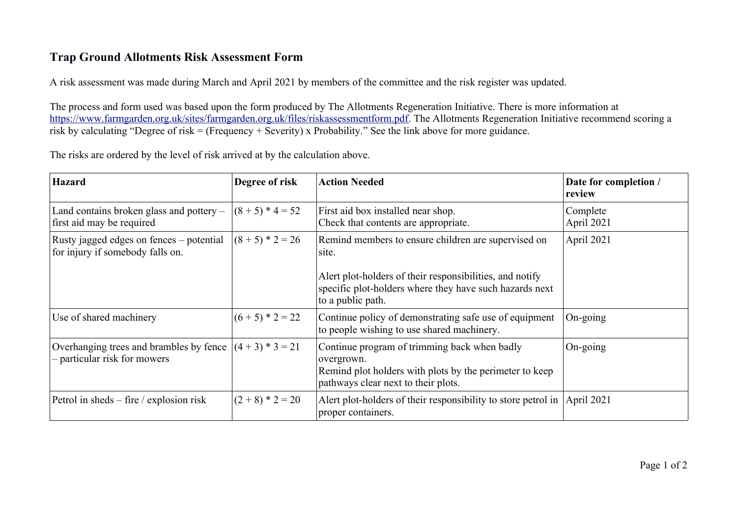# Trap Ground Allotments Risk Assessment Form

A risk assessment was made during March and April 2021 by members of the committee and the risk register was updated.

The process and form used was based upon the form produced by The Allotments Regeneration Initiative. There is more information at [https://www.farmgarden.org.uk/sites/farmgarden.org.uk/files/riskassessmentform.pdf](https://www.farmgarden.org.uk/sites/farmgarden.org.uk/files/riskassessmentform.pdf). The Allotments Regeneration Initiative recommend scoring a risk by calculating "Degree of risk = (Frequency + Severity) x Probability." See the link above for more guidance.

The risks are ordered by the level of risk arrived at by the calculation above.

| **Hazard** | **Degree of risk** | **Action Needed** | **Date for completion / review** |
|---|---|---|---|
| Land contains broken glass and pottery – first aid may be required | (8 + 5) * 4 = 52 | First aid box installed near shop.<br>Check that contents are appropriate. | Complete<br>April 2021 |
| Rusty jagged edges on fences – potential for injury if somebody falls on. | (8 + 5) * 2 = 26 | Remind members to ensure children are supervised on site.<br><br>Alert plot-holders of their responsibilities, and notify specific plot-holders where they have such hazards next to a public path. | April 2021 |
| Use of shared machinery | (6 + 5) * 2 = 22 | Continue policy of demonstrating safe use of equipment to people wishing to use shared machinery. | On-going |
| Overhanging trees and brambles by fence – particular risk for mowers | (4 + 3) * 3 = 21 | Continue program of trimming back when badly overgrown.<br>Remind plot holders with plots by the perimeter to keep pathways clear next to their plots. | On-going |
| Petrol in sheds – fire / explosion risk | (2 + 8) * 2 = 20 | Alert plot-holders of their responsibility to store petrol in proper containers. | April 2021 |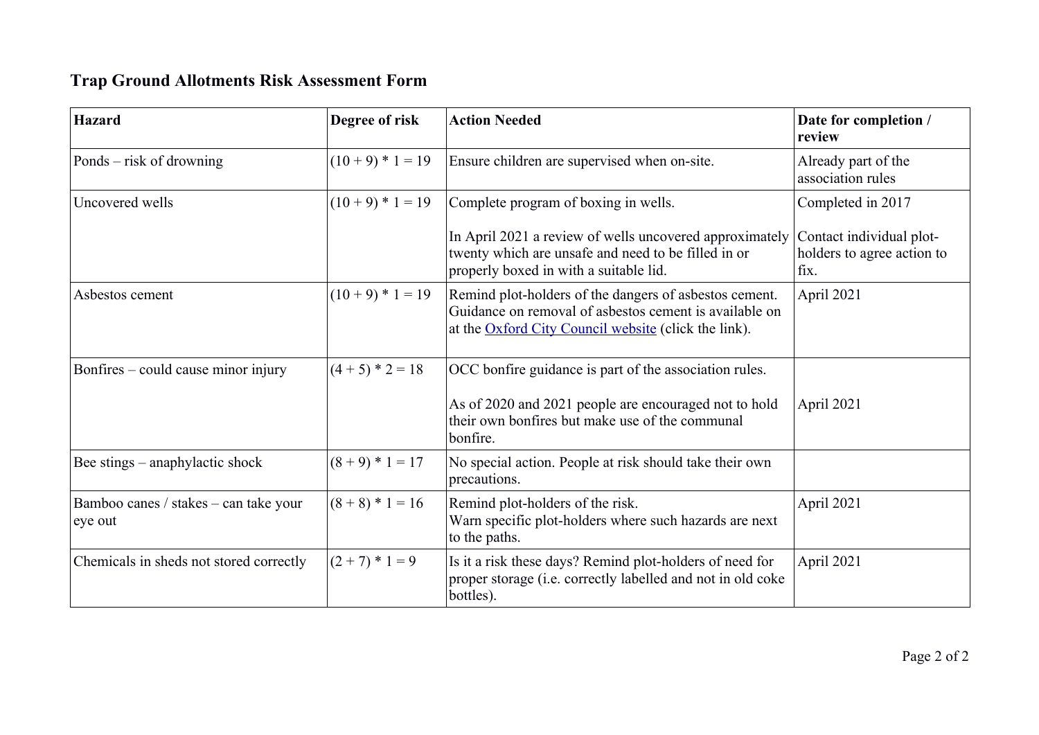## Trap Ground Allotments Risk Assessment Form

| Hazard | Degree of risk | Action Needed | Date for completion / review |
|---|---|---|---|
| Ponds – risk of drowning | (10 + 9) * 1 = 19 | Ensure children are supervised when on-site. | Already part of the association rules |
| Uncovered wells | (10 + 9) * 1 = 19 | Complete program of boxing in wells.<br><br>In April 2021 a review of wells uncovered approximately twenty which are unsafe and need to be filled in or properly boxed in with a suitable lid. | Completed in 2017<br><br>Contact individual plot-holders to agree action to fix. |
| Asbestos cement | (10 + 9) * 1 = 19 | Remind plot-holders of the dangers of asbestos cement. Guidance on removal of asbestos cement is available on at the Oxford City Council website (click the link). | April 2021 |
| Bonfires – could cause minor injury | (4 + 5) * 2 = 18 | OCC bonfire guidance is part of the association rules.<br><br>As of 2020 and 2021 people are encouraged not to hold their own bonfires but make use of the communal bonfire. | April 2021 |
| Bee stings – anaphylactic shock | (8 + 9) * 1 = 17 | No special action. People at risk should take their own precautions. | |
| Bamboo canes / stakes – can take your eye out | (8 + 8) * 1 = 16 | Remind plot-holders of the risk.<br>Warn specific plot-holders where such hazards are next to the paths. | April 2021 |
| Chemicals in sheds not stored correctly | (2 + 7) * 1 = 9 | Is it a risk these days? Remind plot-holders of need for proper storage (i.e. correctly labelled and not in old coke bottles). | April 2021 |